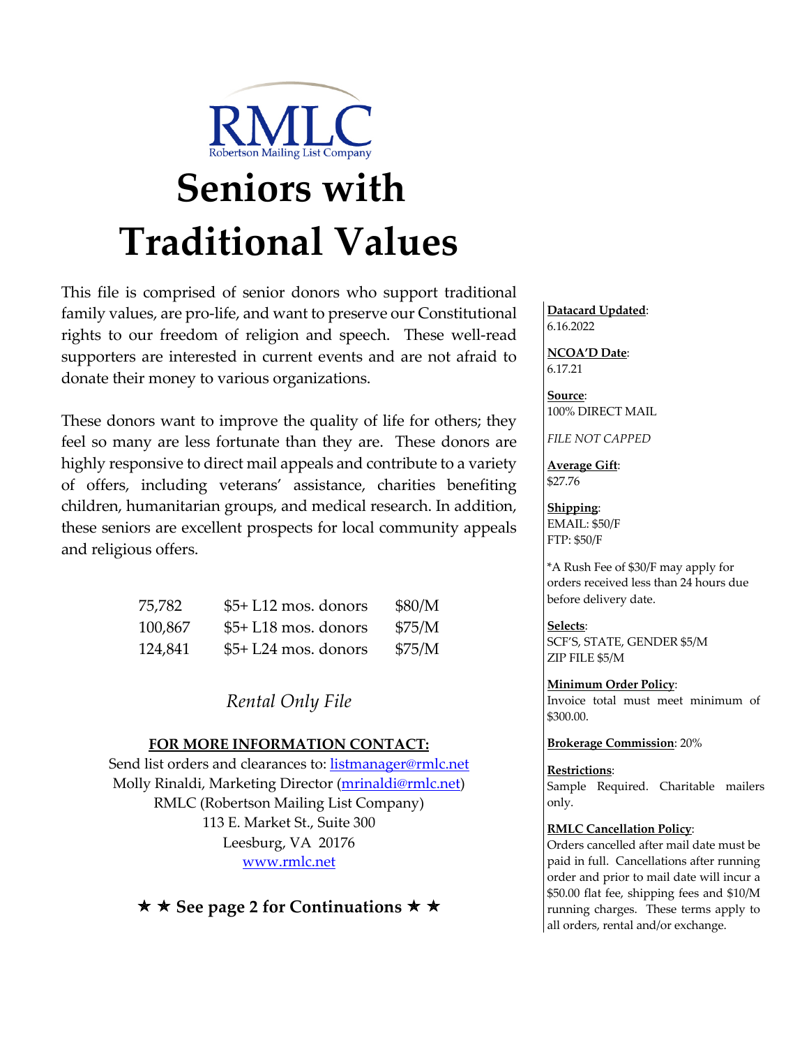RMLC
Robertson Mailing List Company

# Seniors with Traditional Values

This file is comprised of senior donors who support traditional family values, are pro-life, and want to preserve our Constitutional rights to our freedom of religion and speech. These well-read supporters are interested in current events and are not afraid to donate their money to various organizations.

These donors want to improve the quality of life for others; they feel so many are less fortunate than they are. These donors are highly responsive to direct mail appeals and contribute to a variety of offers, including veterans' assistance, charities benefiting children, humanitarian groups, and medical research. In addition, these seniors are excellent prospects for local community appeals and religious offers.

| | | |
|---|---|---|
| 75,782 | $5+ L12 mos. donors | $80/M |
| 100,867 | $5+ L18 mos. donors | $75/M |
| 124,841 | $5+ L24 mos. donors | $75/M |

*Rental Only File*

**FOR MORE INFORMATION CONTACT:**

Send list orders and clearances to: listmanager@rmlc.net
Molly Rinaldi, Marketing Director (mrinaldi@rmlc.net)
RMLC (Robertson Mailing List Company)
113 E. Market St., Suite 300
Leesburg, VA 20176
www.rmlc.net

★ ★ **See page 2 for Continuations** ★ ★

**Datacard Updated**: 6.16.2022

**NCOA'D Date**: 6.17.21

**Source**: 100% DIRECT MAIL

*FILE NOT CAPPED*

**Average Gift**: $27.76

**Shipping**:
EMAIL: $50/F
FTP: $50/F

*A Rush Fee of $30/F may apply for orders received less than 24 hours due before delivery date.

**Selects**:
SCF'S, STATE, GENDER $5/M
ZIP FILE $5/M

**Minimum Order Policy**: Invoice total must meet minimum of $300.00.

**Brokerage Commission**: 20%

**Restrictions**: Sample Required. Charitable mailers only.

**RMLC Cancellation Policy**: Orders cancelled after mail date must be paid in full. Cancellations after running order and prior to mail date will incur a $50.00 flat fee, shipping fees and $10/M running charges. These terms apply to all orders, rental and/or exchange.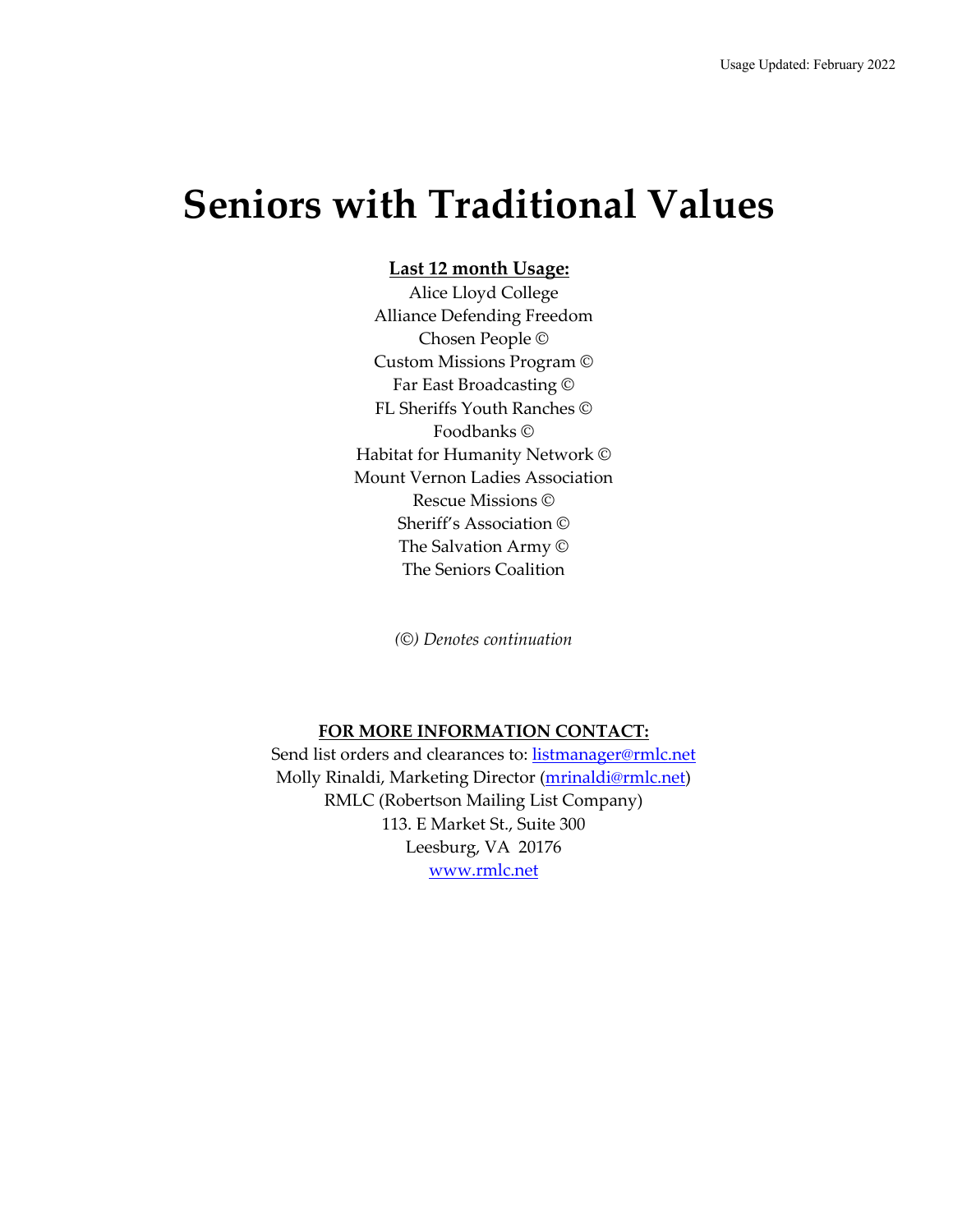Usage Updated: February 2022

# Seniors with Traditional Values

**Last 12 month Usage:**

Alice Lloyd College
Alliance Defending Freedom
Chosen People ©
Custom Missions Program ©
Far East Broadcasting ©
FL Sheriffs Youth Ranches ©
Foodbanks ©
Habitat for Humanity Network ©
Mount Vernon Ladies Association
Rescue Missions ©
Sheriff's Association ©
The Salvation Army ©
The Seniors Coalition

*(©) Denotes continuation*

**FOR MORE INFORMATION CONTACT:**

Send list orders and clearances to: listmanager@rmlc.net
Molly Rinaldi, Marketing Director (mrinaldi@rmlc.net)
RMLC (Robertson Mailing List Company)
113. E Market St., Suite 300
Leesburg, VA 20176
www.rmlc.net